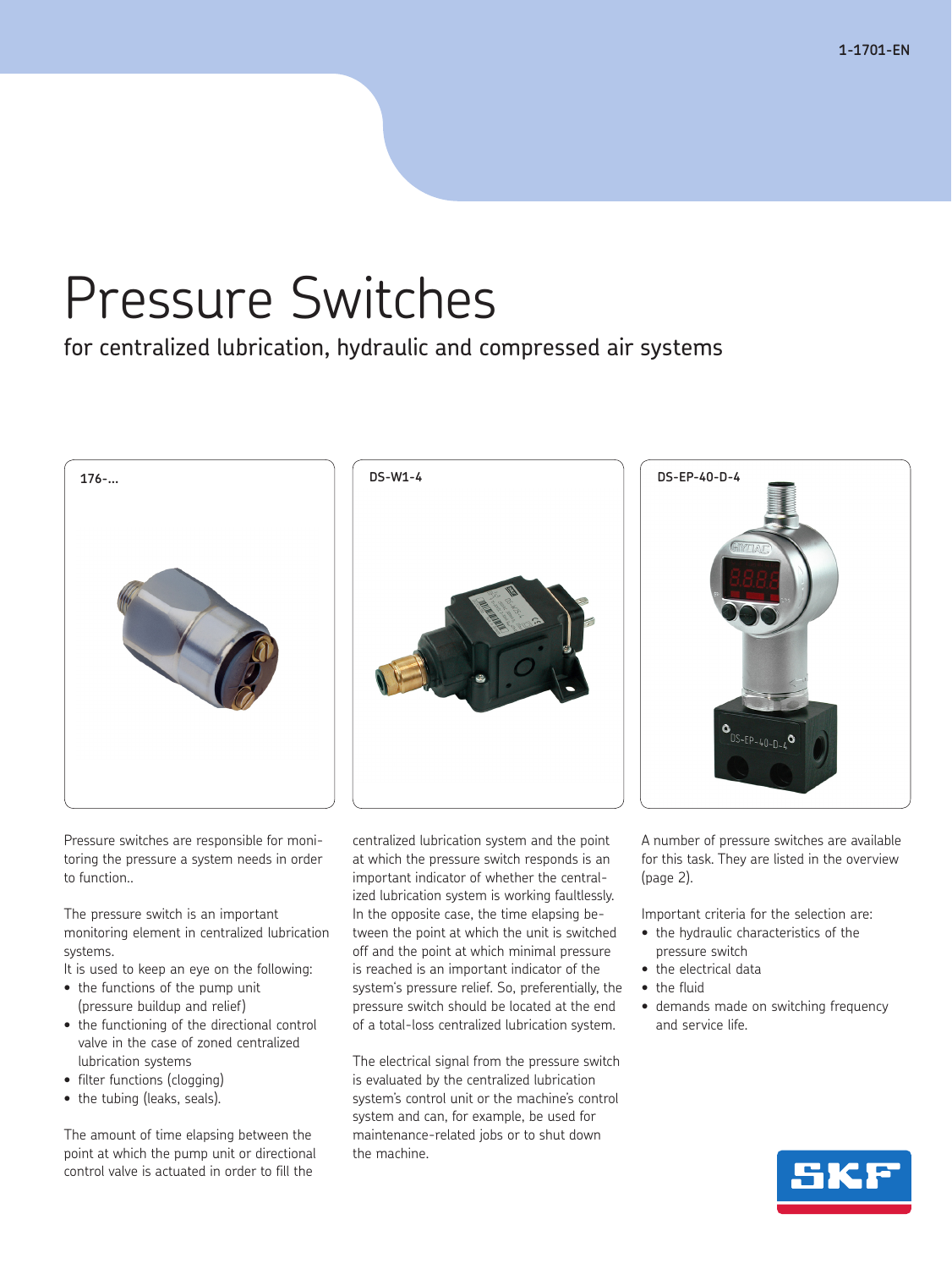# Pressure Switches

## for centralized lubrication, hydraulic and compressed air systems

**176-...**

**DS-W1-4**

**DS-EP-40-D-4**

Pressure switches are responsible for monitoring the pressure a system needs in order to function..

The pressure switch is an important monitoring element in centralized lubrication systems.
It is used to keep an eye on the following:

- the functions of the pump unit (pressure buildup and relief)
- the functioning of the directional control valve in the case of zoned centralized lubrication systems
- filter functions (clogging)
- the tubing (leaks, seals).

The amount of time elapsing between the point at which the pump unit or directional control valve is actuated in order to fill the centralized lubrication system and the point at which the pressure switch responds is an important indicator of whether the centralized lubrication system is working faultlessly. In the opposite case, the time elapsing between the point at which the unit is switched off and the point at which minimal pressure is reached is an important indicator of the system's pressure relief. So, preferentially, the pressure switch should be located at the end of a total-loss centralized lubrication system.

The electrical signal from the pressure switch is evaluated by the centralized lubrication system's control unit or the machine's control system and can, for example, be used for maintenance-related jobs or to shut down the machine.

A number of pressure switches are available for this task. They are listed in the overview (page 2).

Important criteria for the selection are:

- the hydraulic characteristics of the pressure switch
- the electrical data
- the fluid
- demands made on switching frequency and service life.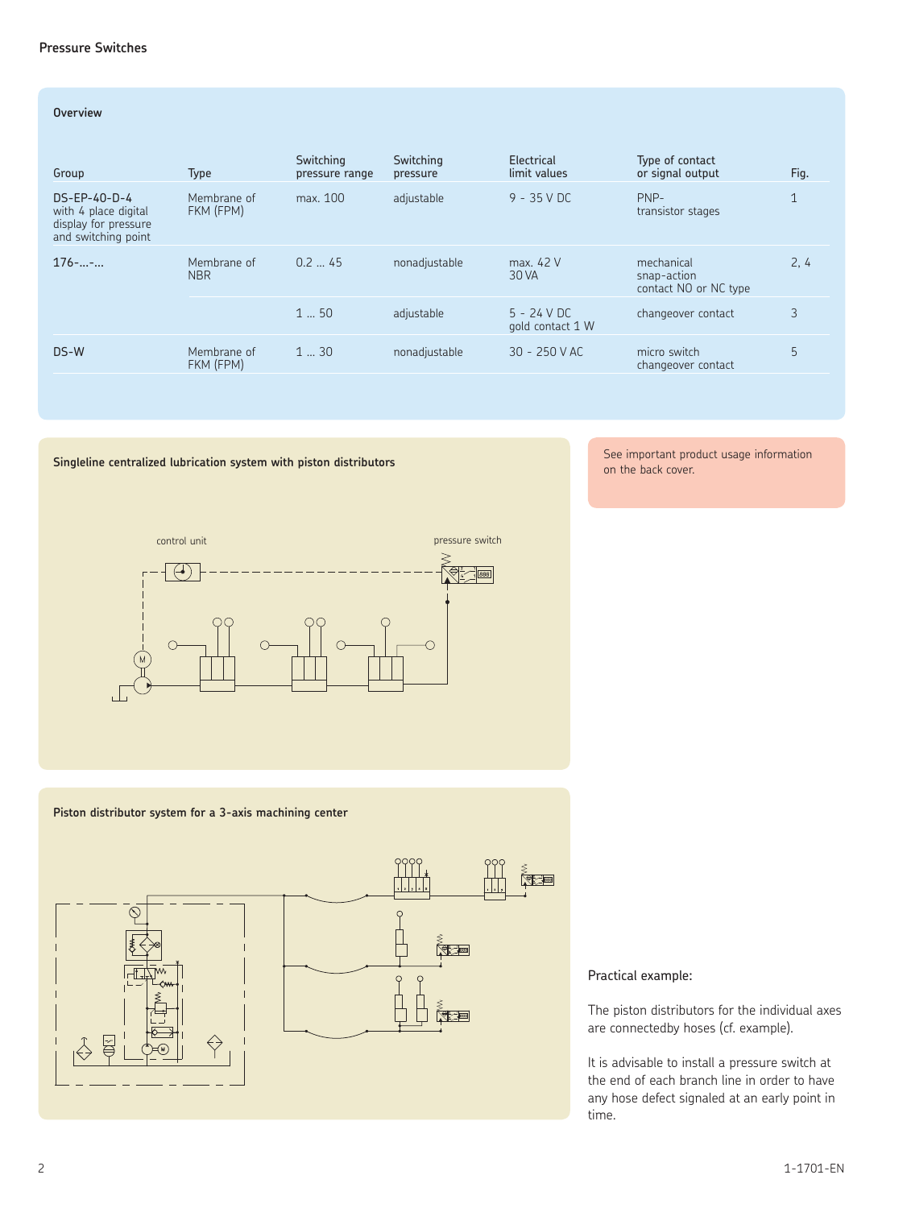## Overview

| Group | Type | Switching pressure range | Switching pressure | Electrical limit values | Type of contact or signal output | Fig. |
|---|---|---|---|---|---|---|
| DS-EP-40-D-4 with 4 place digital display for pressure and switching point | Membrane of FKM (FPM) | max. 100 | adjustable | 9 - 35 V DC | PNP-transistor stages | 1 |
| 176-...-... | Membrane of NBR | 0.2 ... 45 | nonadjustable | max. 42 V 30 VA | mechanical snap-action contact NO or NC type | 2, 4 |
| | | 1 ... 50 | adjustable | 5 - 24 V DC gold contact 1 W | changeover contact | 3 |
| DS-W | Membrane of FKM (FPM) | 1 ... 30 | nonadjustable | 30 - 250 V AC | micro switch changeover contact | 5 |

See important product usage information on the back cover.

### Singleline centralized lubrication system with piston distributors

control unit

pressure switch

### Piston distributor system for a 3-axis machining center

### Practical example:

The piston distributors for the individual axes are connectedby hoses (cf. example).

It is advisable to install a pressure switch at the end of each branch line in order to have any hose defect signaled at an early point in time.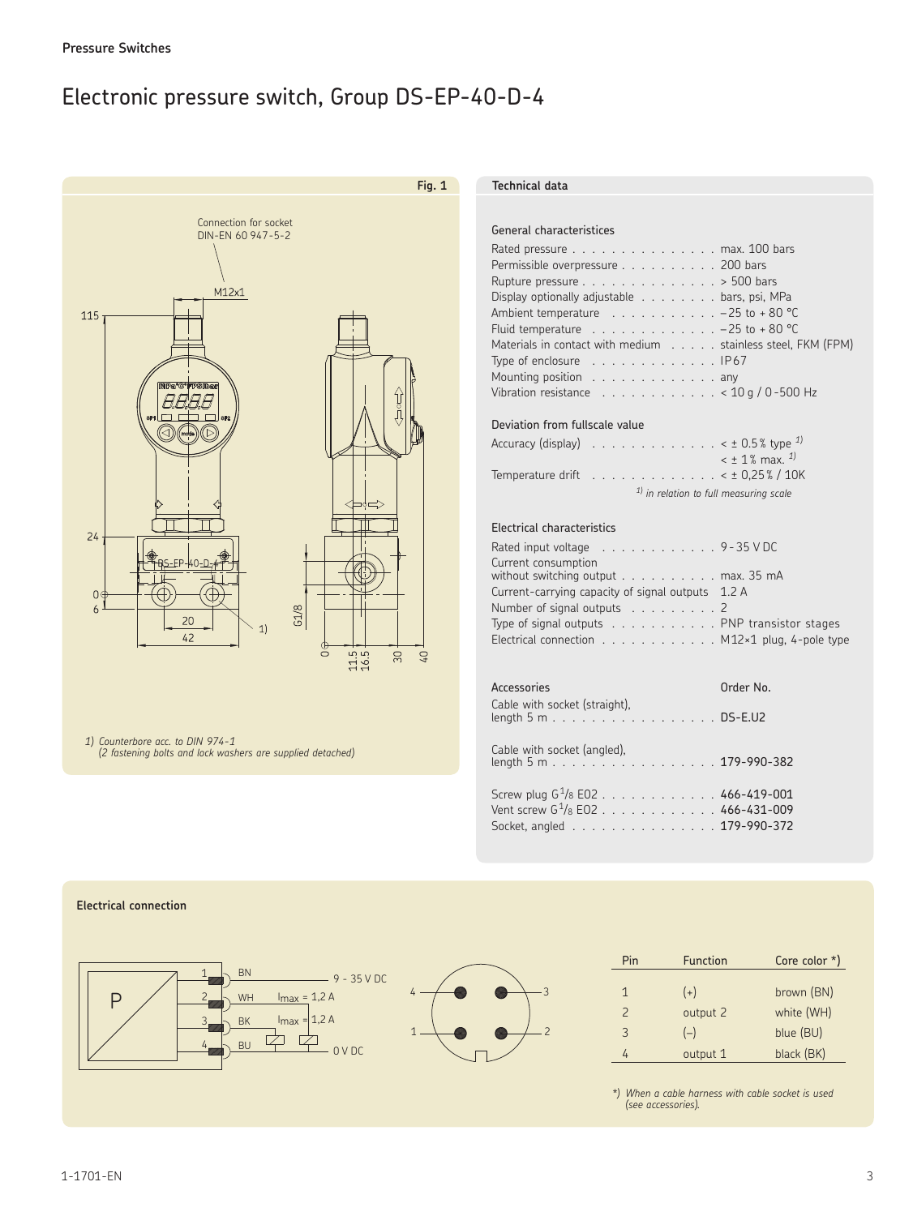Pressure Switches

# Electronic pressure switch, Group DS-EP-40-D-4

**Fig. 1**

Connection for socket DIN-EN 60 947-5-2

1) Counterbore acc. to DIN 974-1
(2 fastening bolts and lock washers are supplied detached)

## Technical data

### General characteristices

| | |
|---|---|
| Rated pressure | max. 100 bars |
| Permissible overpressure | 200 bars |
| Rupture pressure | > 500 bars |
| Display optionally adjustable | bars, psi, MPa |
| Ambient temperature | –25 to + 80 °C |
| Fluid temperature | –25 to + 80 °C |
| Materials in contact with medium | stainless steel, FKM (FPM) |
| Type of enclosure | IP67 |
| Mounting position | any |
| Vibration resistance | < 10 g / 0-500 Hz |

### Deviation from fullscale value

| | |
|---|---|
| Accuracy (display) | < ± 0.5% type [1) ] < ± 1% max. [1)] |
| Temperature drift | < ± 0,25% / 10K |

[1)] *in relation to full measuring scale*

### Electrical characteristics

| | |
|---|---|
| Rated input voltage | 9-35 V DC |
| Current consumption without switching output | max. 35 mA |
| Current-carrying capacity of signal outputs | 1.2 A |
| Number of signal outputs | 2 |
| Type of signal outputs | PNP transistor stages |
| Electrical connection | M12×1 plug, 4-pole type |

### Accessories

| Accessories | Order No. |
|---|---|
| Cable with socket (straight), length 5 m | DS-E.U2 |
| Cable with socket (angled), length 5 m | 179-990-382 |
| Screw plug G$^1/_8$ E02 | 466-419-001 |
| Vent screw G$^1/_8$ E02 | 466-431-009 |
| Socket, angled | 179-990-372 |

## Electrical connection

| Pin | Function | Core color *) |
|---|---|---|
| 1 | (+) | brown (BN) |
| 2 | output 2 | white (WH) |
| 3 | (–) | blue (BU) |
| 4 | output 1 | black (BK) |

*) *When a cable harness with cable socket is used (see accessories).*

1-1701-EN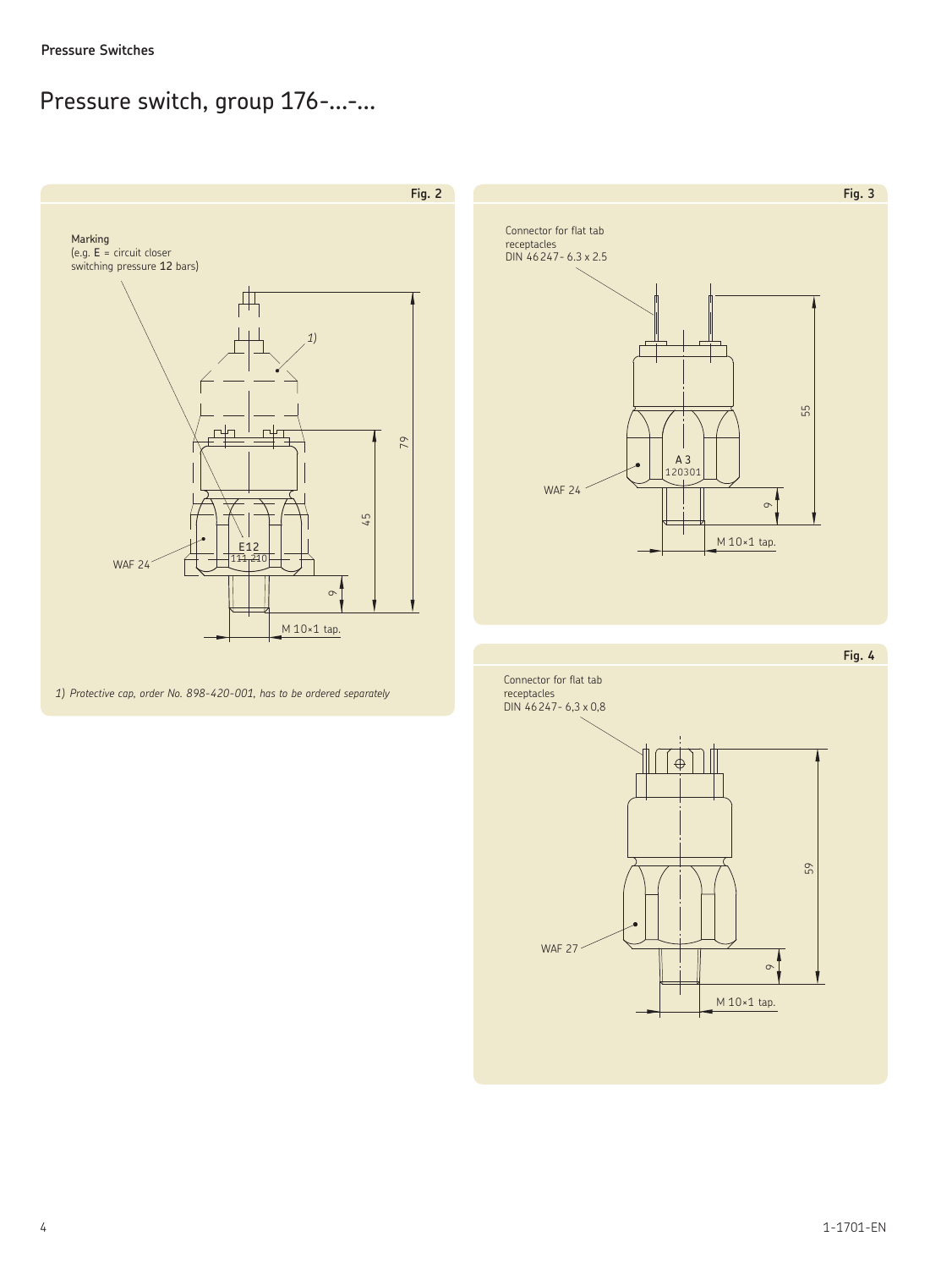# Pressure switch, group 176-...-...

**Fig. 2**

**Marking**
(e.g. **E** = circuit closer
switching pressure **12** bars)

1)

79

45

E12
111,210

WAF 24

9

M 10×1 tap.

*1) Protective cap, order No. 898-420-001, has to be ordered separately*

**Fig. 3**

Connector for flat tab receptacles
DIN 46247- 6.3 x 2.5

55

A 3
120301

WAF 24

9

M 10×1 tap.

**Fig. 4**

Connector for flat tab receptacles
DIN 46247- 6,3 x 0,8

59

WAF 27

9

M 10×1 tap.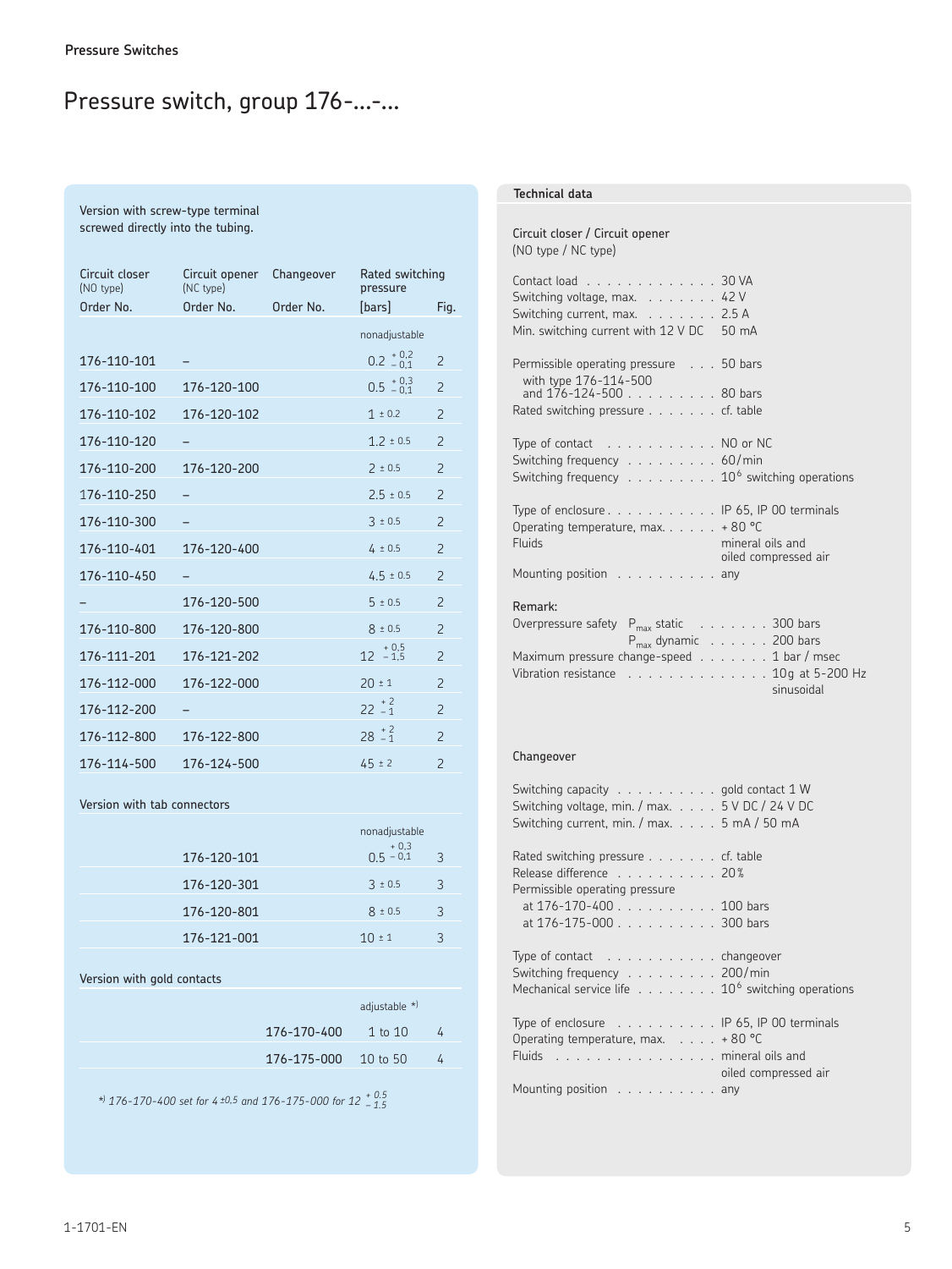**Pressure Switches**

# Pressure switch, group 176-...-...

Version with screw-type terminal screwed directly into the tubing.

| Circuit closer (NO type) Order No. | Circuit opener (NC type) Order No. | Changeover Order No. | Rated switching pressure [bars] | Fig. |
|---|---|---|---|---|
| | | | nonadjustable | |
| 176-110-101 | – | | $0.2\ ^{+0.2}_{-0.1}$ | 2 |
| 176-110-100 | 176-120-100 | | $0.5\ ^{+0.3}_{-0.1}$ | 2 |
| 176-110-102 | 176-120-102 | | $1 \pm 0.2$ | 2 |
| 176-110-120 | – | | $1.2 \pm 0.5$ | 2 |
| 176-110-200 | 176-120-200 | | $2 \pm 0.5$ | 2 |
| 176-110-250 | – | | $2.5 \pm 0.5$ | 2 |
| 176-110-300 | – | | $3 \pm 0.5$ | 2 |
| 176-110-401 | 176-120-400 | | $4 \pm 0.5$ | 2 |
| 176-110-450 | – | | $4.5 \pm 0.5$ | 2 |
| – | 176-120-500 | | $5 \pm 0.5$ | 2 |
| 176-110-800 | 176-120-800 | | $8 \pm 0.5$ | 2 |
| 176-111-201 | 176-121-202 | | $12\ ^{+0.5}_{-1.5}$ | 2 |
| 176-112-000 | 176-122-000 | | $20 \pm 1$ | 2 |
| 176-112-200 | – | | $22\ ^{+2}_{-1}$ | 2 |
| 176-112-800 | 176-122-800 | | $28\ ^{+2}_{-1}$ | 2 |
| 176-114-500 | 176-124-500 | | $45 \pm 2$ | 2 |
| **Version with tab connectors** | | | | |
| | | | nonadjustable | |
| | 176-120-101 | | $0.5\ ^{+0.3}_{-0.1}$ | 3 |
| | 176-120-301 | | $3 \pm 0.5$ | 3 |
| | 176-120-801 | | $8 \pm 0.5$ | 3 |
| | 176-121-001 | | $10 \pm 1$ | 3 |
| **Version with gold contacts** | | | | |
| | | | adjustable *) | |
| | | 176-170-400 | 1 to 10 | 4 |
| | | 176-175-000 | 10 to 50 | 4 |

*) *176-170-400 set for 4 ±0.5 and 176-175-000 for 12* $^{+0.5}_{-1.5}$

**Technical data**

Circuit closer / Circuit opener
(NO type / NC type)

Contact load . . . . . . . . . . . . . 30 VA
Switching voltage, max. . . . . . . . 42 V
Switching current, max. . . . . . . . 2.5 A
Min. switching current with 12 V DC 50 mA

Permissible operating pressure . . . 50 bars
with type 176-114-500
and 176-124-500 . . . . . . . . . 80 bars
Rated switching pressure . . . . . . . cf. table

Type of contact . . . . . . . . . . . NO or NC
Switching frequency . . . . . . . . . 60/min
Switching frequency . . . . . . . . . $10^6$ switching operations

Type of enclosure . . . . . . . . . . . IP 65, IP 00 terminals
Operating temperature, max. . . . . . + 80 °C
Fluids mineral oils and oiled compressed air
Mounting position . . . . . . . . . . any

Remark:
Overpressure safety $P_{max}$ static . . . . . . . 300 bars
$P_{max}$ dynamic . . . . . . 200 bars
Maximum pressure change-speed . . . . . . . 1 bar / msec
Vibration resistance . . . . . . . . . . . . . . 10g at 5-200 Hz sinusoidal

Changeover

Switching capacity . . . . . . . . . . gold contact 1 W
Switching voltage, min. / max. . . . . 5 V DC / 24 V DC
Switching current, min. / max. . . . . 5 mA / 50 mA

Rated switching pressure . . . . . . . cf. table
Release difference . . . . . . . . . . 20%
Permissible operating pressure
at 176-170-400 . . . . . . . . . . 100 bars
at 176-175-000 . . . . . . . . . . 300 bars

Type of contact . . . . . . . . . . . changeover
Switching frequency . . . . . . . . . 200/min
Mechanical service life . . . . . . . . $10^6$ switching operations

Type of enclosure . . . . . . . . . . IP 65, IP 00 terminals
Operating temperature, max. . . . . + 80 °C
Fluids . . . . . . . . . . . . . . . . mineral oils and oiled compressed air
Mounting position . . . . . . . . . . any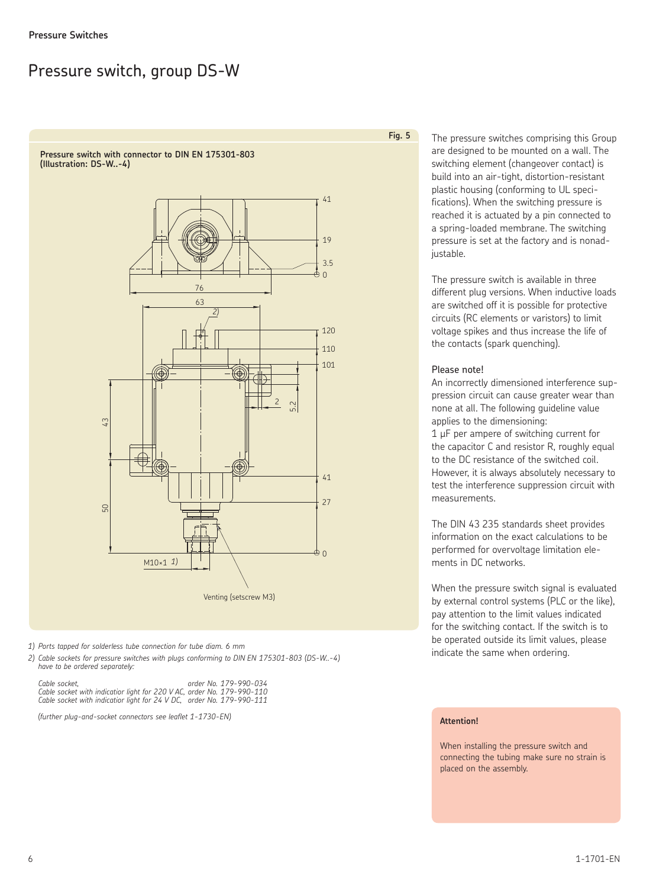# Pressure switch, group DS-W

**Fig. 5**

**Pressure switch with connector to DIN EN 175301-803 (Illustration: DS-W..-4)**

Venting (setscrew M3)

M10×1 1)

*1) Ports tapped for solderless tube connection for tube diam. 6 mm*

*2) Cable sockets for pressure switches with plugs conforming to DIN EN 175301-803 (DS-W..-4) have to be ordered separately:*

*Cable socket, order No. 179-990-034*
*Cable socket with indicatior light for 220 V AC, order No. 179-990-110*
*Cable socket with indicatior light for 24 V DC, order No. 179-990-111*

*(further plug-and-socket connectors see leaflet 1-1730-EN)*

The pressure switches comprising this Group are designed to be mounted on a wall. The switching element (changeover contact) is build into an air-tight, distortion-resistant plastic housing (conforming to UL specifications). When the switching pressure is reached it is actuated by a pin connected to a spring-loaded membrane. The switching pressure is set at the factory and is nonadjustable.

The pressure switch is available in three different plug versions. When inductive loads are switched off it is possible for protective circuits (RC elements or varistors) to limit voltage spikes and thus increase the life of the contacts (spark quenching).

**Please note!**

An incorrectly dimensioned interference suppression circuit can cause greater wear than none at all. The following guideline value applies to the dimensioning:
1 µF per ampere of switching current for the capacitor C and resistor R, roughly equal to the DC resistance of the switched coil. However, it is always absolutely necessary to test the interference suppression circuit with measurements.

The DIN 43 235 standards sheet provides information on the exact calculations to be performed for overvoltage limitation elements in DC networks.

When the pressure switch signal is evaluated by external control systems (PLC or the like), pay attention to the limit values indicated for the switching contact. If the switch is to be operated outside its limit values, please indicate the same when ordering.

**Attention!**

When installing the pressure switch and connecting the tubing make sure no strain is placed on the assembly.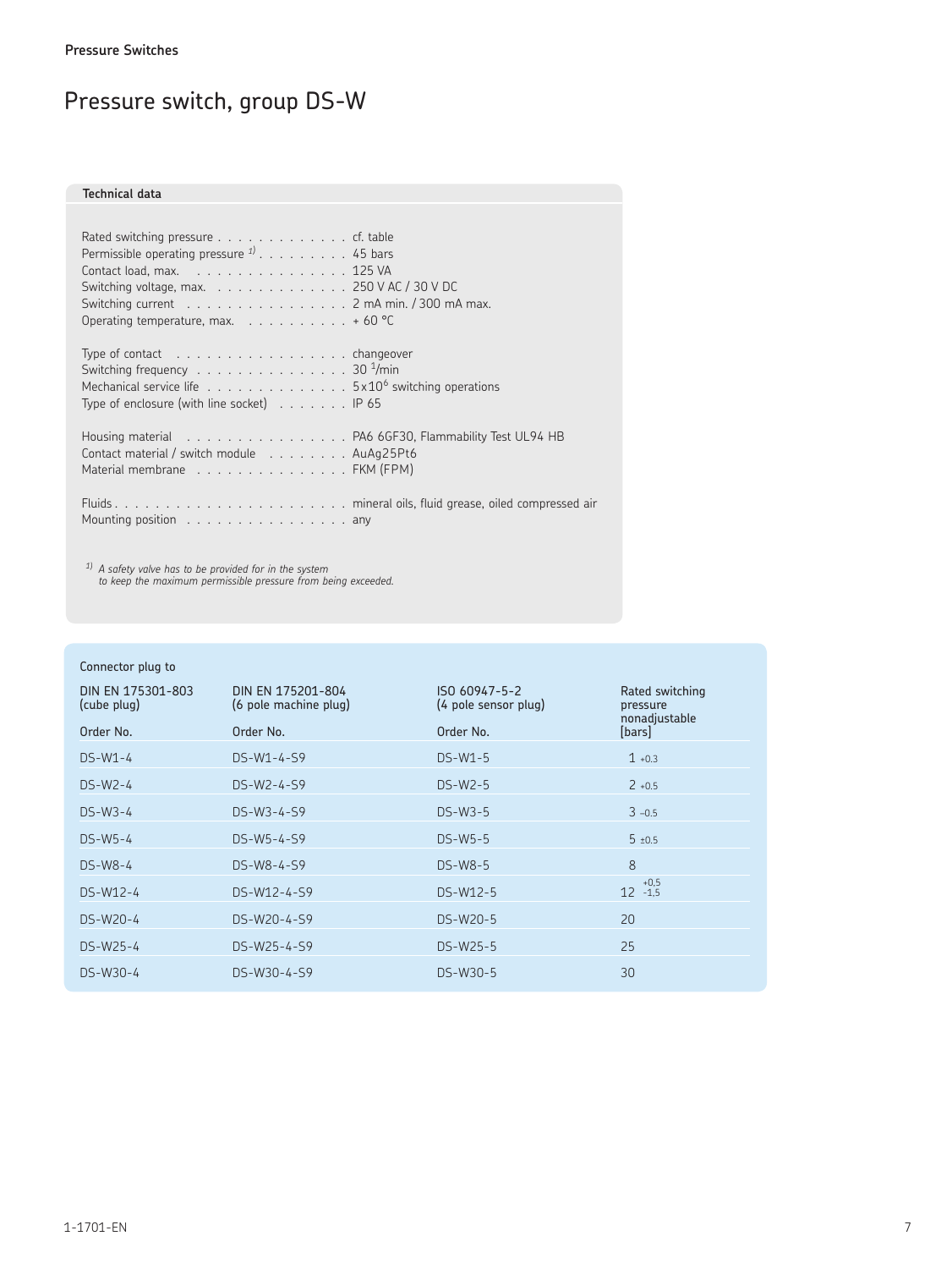**Pressure Switches**

# Pressure switch, group DS-W

## Technical data

Rated switching pressure . . . . . . . . . . . . . . cf. table
Permissible operating pressure [1] . . . . . . . . . 45 bars
Contact load, max. . . . . . . . . . . . . . . . 125 VA
Switching voltage, max. . . . . . . . . . . . . . 250 V AC / 30 V DC
Switching current . . . . . . . . . . . . . . . . 2 mA min. / 300 mA max.
Operating temperature, max. . . . . . . . . . . + 60 °C

Type of contact . . . . . . . . . . . . . . . . . changeover
Switching frequency . . . . . . . . . . . . . . . 30 $^{1}$/min
Mechanical service life . . . . . . . . . . . . . . $5 \times 10^{6}$ switching operations
Type of enclosure (with line socket) . . . . . . . IP 65

Housing material . . . . . . . . . . . . . . . . PA6 6GF30, Flammability Test UL94 HB
Contact material / switch module . . . . . . . . AuAg25Pt6
Material membrane . . . . . . . . . . . . . . . FKM (FPM)

Fluids . . . . . . . . . . . . . . . . . . . . . . mineral oils, fluid grease, oiled compressed air
Mounting position . . . . . . . . . . . . . . . . any

*[1] A safety valve has to be provided for in the system to keep the maximum permissible pressure from being exceeded.*

| Connector plug to DIN EN 175301-803 (cube plug) | DIN EN 175201-804 (6 pole machine plug) | ISO 60947-5-2 (4 pole sensor plug) | Rated switching pressure nonadjustable |
|---|---|---|---|
| Order No. | Order No. | Order No. | [bars] |
| DS-W1-4 | DS-W1-4-S9 | DS-W1-5 | $1_{+0.3}$ |
| DS-W2-4 | DS-W2-4-S9 | DS-W2-5 | $2_{+0.5}$ |
| DS-W3-4 | DS-W3-4-S9 | DS-W3-5 | $3_{-0.5}$ |
| DS-W5-4 | DS-W5-4-S9 | DS-W5-5 | $5_{\pm 0.5}$ |
| DS-W8-4 | DS-W8-4-S9 | DS-W8-5 | 8 |
| DS-W12-4 | DS-W12-4-S9 | DS-W12-5 | $12^{+0,5}_{-1,5}$ |
| DS-W20-4 | DS-W20-4-S9 | DS-W20-5 | 20 |
| DS-W25-4 | DS-W25-4-S9 | DS-W25-5 | 25 |
| DS-W30-4 | DS-W30-4-S9 | DS-W30-5 | 30 |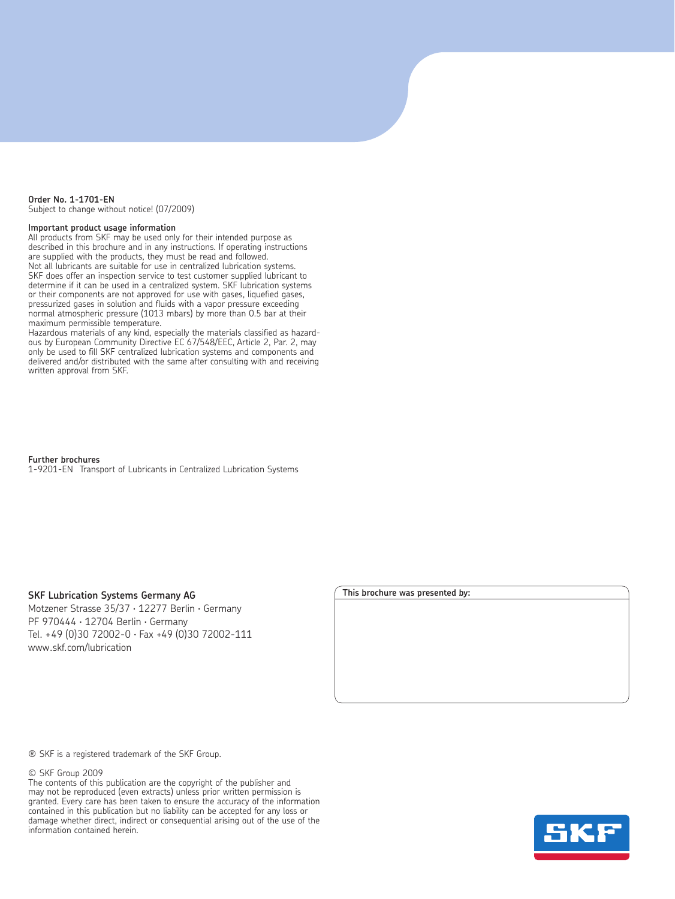**Order No. 1-1701-EN**
Subject to change without notice! (07/2009)

**Important product usage information**
All products from SKF may be used only for their intended purpose as described in this brochure and in any instructions. If operating instructions are supplied with the products, they must be read and followed.
Not all lubricants are suitable for use in centralized lubrication systems. SKF does offer an inspection service to test customer supplied lubricant to determine if it can be used in a centralized system. SKF lubrication systems or their components are not approved for use with gases, liquefied gases, pressurized gases in solution and fluids with a vapor pressure exceeding normal atmospheric pressure (1013 mbars) by more than 0.5 bar at their maximum permissible temperature.
Hazardous materials of any kind, especially the materials classified as hazardous by European Community Directive EC 67/548/EEC, Article 2, Par. 2, may only be used to fill SKF centralized lubrication systems and components and delivered and/or distributed with the same after consulting with and receiving written approval from SKF.

**Further brochures**
1-9201-EN Transport of Lubricants in Centralized Lubrication Systems

**SKF Lubrication Systems Germany AG**
Motzener Strasse 35/37 · 12277 Berlin · Germany
PF 970444 · 12704 Berlin · Germany
Tel. +49 (0)30 72002-0 · Fax +49 (0)30 72002-111
www.skf.com/lubrication

**This brochure was presented by:**

® SKF is a registered trademark of the SKF Group.

© SKF Group 2009
The contents of this publication are the copyright of the publisher and may not be reproduced (even extracts) unless prior written permission is granted. Every care has been taken to ensure the accuracy of the information contained in this publication but no liability can be accepted for any loss or damage whether direct, indirect or consequential arising out of the use of the information contained herein.

SKF